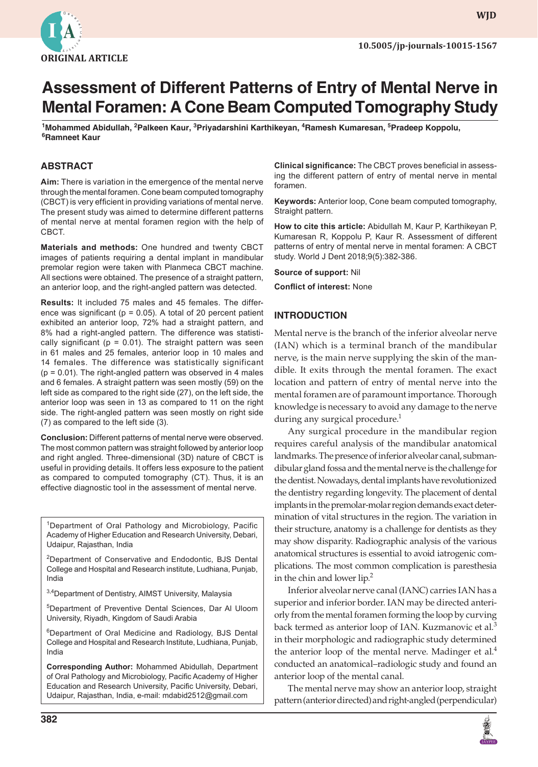ORIGINAL ARTICLE

# Assessment of Different Patterns of Entry of Mental Nerve in Mental Foramen: A Cone Beam Computed Tomography Study

[1]Mohammed Abidullah, [2]Palkeen Kaur, [3]Priyadarshini Karthikeyan, [4]Ramesh Kumaresan, [5]Pradeep Koppolu, [6]Ramneet Kaur

## ABSTRACT

**Aim:** There is variation in the emergence of the mental nerve through the mental foramen. Cone beam computed tomography (CBCT) is very efficient in providing variations of mental nerve. The present study was aimed to determine different patterns of mental nerve at mental foramen region with the help of CBCT.

**Materials and methods:** One hundred and twenty CBCT images of patients requiring a dental implant in mandibular premolar region were taken with Planmeca CBCT machine. All sections were obtained. The presence of a straight pattern, an anterior loop, and the right-angled pattern was detected.

**Results:** It included 75 males and 45 females. The difference was significant (p = 0.05). A total of 20 percent patient exhibited an anterior loop, 72% had a straight pattern, and 8% had a right-angled pattern. The difference was statistically significant (p = 0.01). The straight pattern was seen in 61 males and 25 females, anterior loop in 10 males and 14 females. The difference was statistically significant (p = 0.01). The right-angled pattern was observed in 4 males and 6 females. A straight pattern was seen mostly (59) on the left side as compared to the right side (27), on the left side, the anterior loop was seen in 13 as compared to 11 on the right side. The right-angled pattern was seen mostly on right side (7) as compared to the left side (3).

**Conclusion:** Different patterns of mental nerve were observed. The most common pattern was straight followed by anterior loop and right angled. Three-dimensional (3D) nature of CBCT is useful in providing details. It offers less exposure to the patient as compared to computed tomography (CT). Thus, it is an effective diagnostic tool in the assessment of mental nerve.

**Clinical significance:** The CBCT proves beneficial in assessing the different pattern of entry of mental nerve in mental foramen.

**Keywords:** Anterior loop, Cone beam computed tomography, Straight pattern.

**How to cite this article:** Abidullah M, Kaur P, Karthikeyan P, Kumaresan R, Koppolu P, Kaur R. Assessment of different patterns of entry of mental nerve in mental foramen: A CBCT study. World J Dent 2018;9(5):382-386.

**Source of support:** Nil

**Conflict of interest:** None

[1]Department of Oral Pathology and Microbiology, Pacific Academy of Higher Education and Research University, Debari, Udaipur, Rajasthan, India

[2]Department of Conservative and Endodontic, BJS Dental College and Hospital and Research institute, Ludhiana, Punjab, India

[3,4]Department of Dentistry, AIMST University, Malaysia

[5]Department of Preventive Dental Sciences, Dar Al Uloom University, Riyadh, Kingdom of Saudi Arabia

[6]Department of Oral Medicine and Radiology, BJS Dental College and Hospital and Research Institute, Ludhiana, Punjab, India

**Corresponding Author:** Mohammed Abidullah, Department of Oral Pathology and Microbiology, Pacific Academy of Higher Education and Research University, Pacific University, Debari, Udaipur, Rajasthan, India, e-mail: mdabid2512@gmail.com

## INTRODUCTION

Mental nerve is the branch of the inferior alveolar nerve (IAN) which is a terminal branch of the mandibular nerve, is the main nerve supplying the skin of the mandible. It exits through the mental foramen. The exact location and pattern of entry of mental nerve into the mental foramen are of paramount importance. Thorough knowledge is necessary to avoid any damage to the nerve during any surgical procedure.[1]

Any surgical procedure in the mandibular region requires careful analysis of the mandibular anatomical landmarks. The presence of inferior alveolar canal, submandibular gland fossa and the mental nerve is the challenge for the dentist. Nowadays, dental implants have revolutionized the dentistry regarding longevity. The placement of dental implants in the premolar-molar region demands exact determination of vital structures in the region. The variation in their structure, anatomy is a challenge for dentists as they may show disparity. Radiographic analysis of the various anatomical structures is essential to avoid iatrogenic complications. The most common complication is paresthesia in the chin and lower lip.[2]

Inferior alveolar nerve canal (IANC) carries IAN has a superior and inferior border. IAN may be directed anteriorly from the mental foramen forming the loop by curving back termed as anterior loop of IAN. Kuzmanovic et al.[3] in their morphologic and radiographic study determined the anterior loop of the mental nerve. Madinger et al.[4] conducted an anatomical–radiologic study and found an anterior loop of the mental canal.

The mental nerve may show an anterior loop, straight pattern (anterior directed) and right-angled (perpendicular)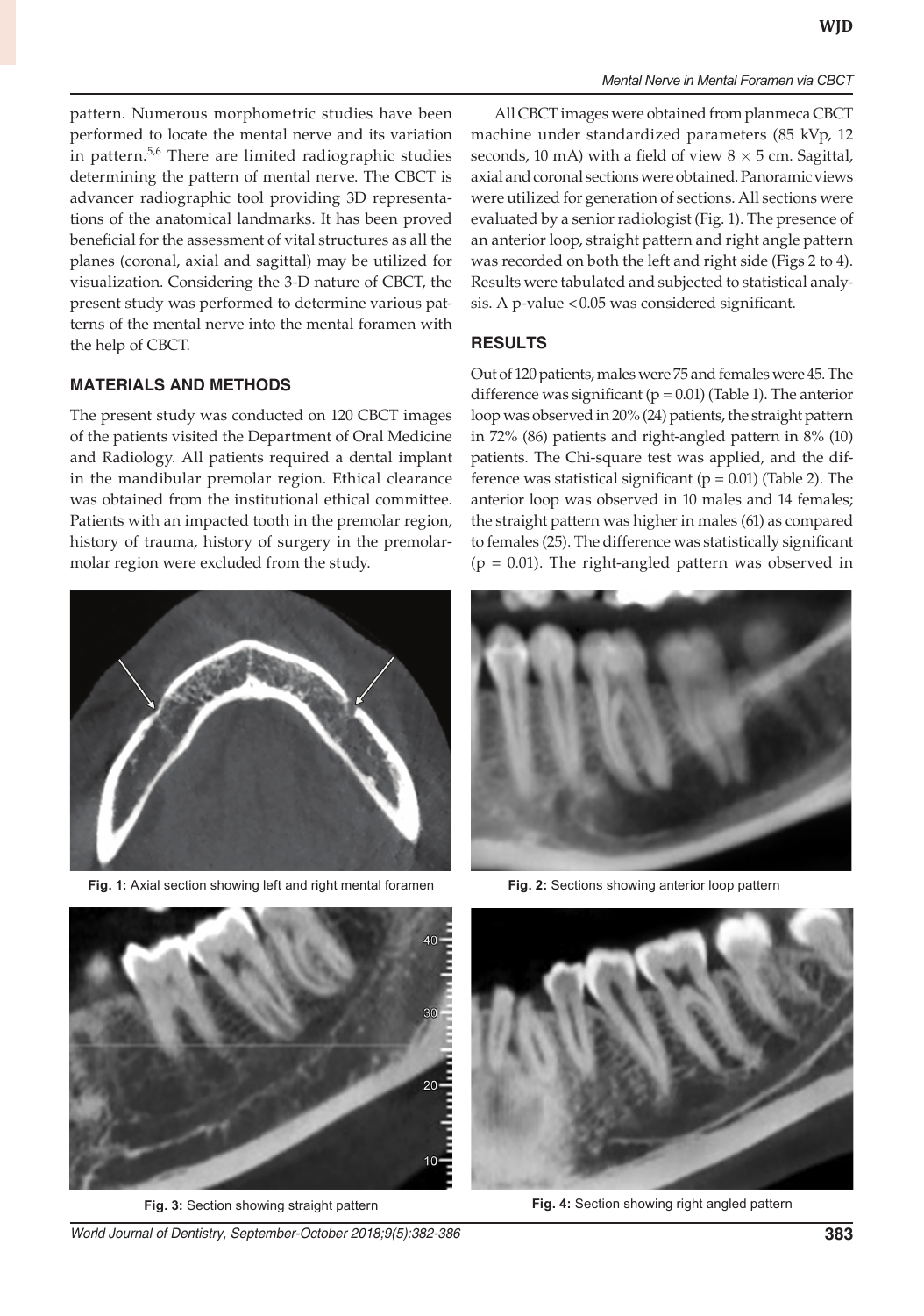pattern. Numerous morphometric studies have been performed to locate the mental nerve and its variation in pattern.[5,6] There are limited radiographic studies determining the pattern of mental nerve. The CBCT is advancer radiographic tool providing 3D representations of the anatomical landmarks. It has been proved beneficial for the assessment of vital structures as all the planes (coronal, axial and sagittal) may be utilized for visualization. Considering the 3-D nature of CBCT, the present study was performed to determine various patterns of the mental nerve into the mental foramen with the help of CBCT.

## MATERIALS AND METHODS

The present study was conducted on 120 CBCT images of the patients visited the Department of Oral Medicine and Radiology. All patients required a dental implant in the mandibular premolar region. Ethical clearance was obtained from the institutional ethical commitee. Patients with an impacted tooth in the premolar region, history of trauma, history of surgery in the premolar-molar region were excluded from the study.

All CBCT images were obtained from planmeca CBCT machine under standardized parameters (85 kVp, 12 seconds, 10 mA) with a field of view 8 × 5 cm. Sagittal, axial and coronal sections were obtained. Panoramic views were utilized for generation of sections. All sections were evaluated by a senior radiologist (Fig. 1). The presence of an anterior loop, straight pattern and right angle pattern was recorded on both the left and right side (Figs 2 to 4). Results were tabulated and subjected to statistical analysis. A p-value <0.05 was considered significant.

## RESULTS

Out of 120 patients, males were 75 and females were 45. The difference was significant (p = 0.01) (Table 1). The anterior loop was observed in 20% (24) patients, the straight pattern in 72% (86) patients and right-angled pattern in 8% (10) patients. The Chi-square test was applied, and the difference was statistical significant (p = 0.01) (Table 2). The anterior loop was observed in 10 males and 14 females; the straight pattern was higher in males (61) as compared to females (25). The difference was statistically significant (p = 0.01). The right-angled pattern was observed in

**Fig. 1:** Axial section showing left and right mental foramen

**Fig. 2:** Sections showing anterior loop pattern

**Fig. 3:** Section showing straight pattern

**Fig. 4:** Section showing right angled pattern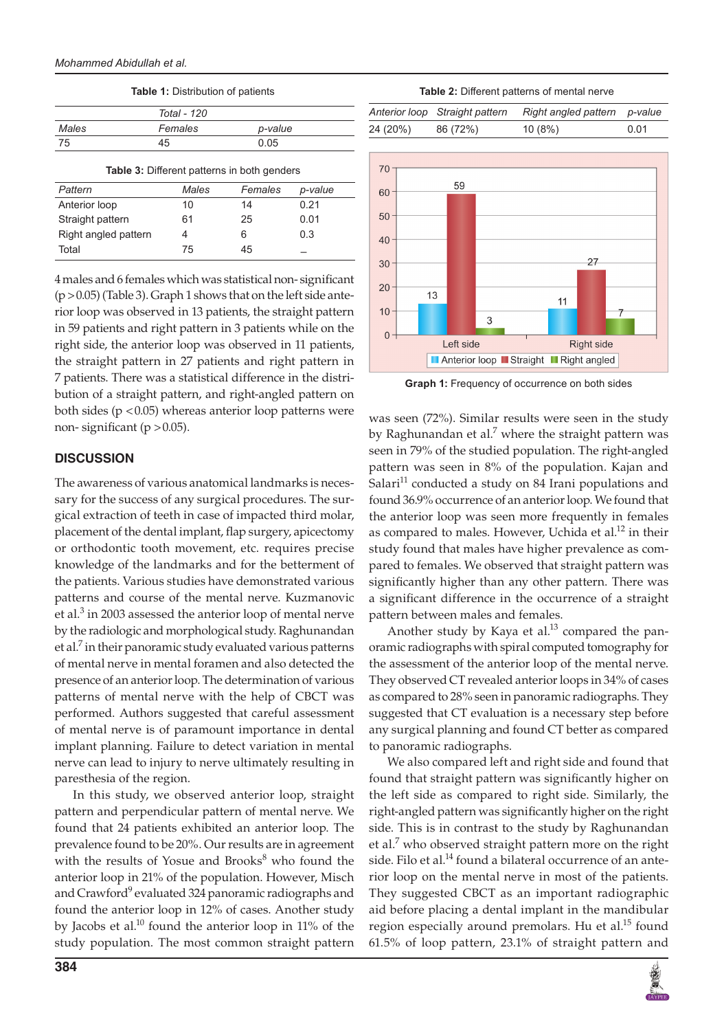**Table 1:** Distribution of patients

| Total - 120 | | |
|---|---|---|
| Males | Females | p-value |
| 75 | 45 | 0.05 |

**Table 2:** Different patterns of mental nerve

| Anterior loop | Straight pattern | Right angled pattern | p-value |
|---|---|---|---|
| 24 (20%) | 86 (72%) | 10 (8%) | 0.01 |

**Table 3:** Different patterns in both genders

| Pattern | Males | Females | p-value |
|---|---|---|---|
| Anterior loop | 10 | 14 | 0.21 |
| Straight pattern | 61 | 25 | 0.01 |
| Right angled pattern | 4 | 6 | 0.3 |
| Total | 75 | 45 | – |

4 males and 6 females which was statistical non-significant ($p > 0.05$) (Table 3). Graph 1 shows that on the left side anterior loop was observed in 13 patients, the straight pattern in 59 patients and right pattern in 3 patients while on the right side, the anterior loop was observed in 11 patients, the straight pattern in 27 patients and right pattern in 7 patients. There was a statistical difference in the distribution of a straight pattern, and right-angled pattern on both sides ($p < 0.05$) whereas anterior loop patterns were non-significant ($p > 0.05$).

| | Anterior loop | Straight | Right angled |
|---|---|---|---|
| Left side | 13 | 59 | 3 |
| Right side | 11 | 27 | 7 |

**Graph 1:** Frequency of occurrence on both sides

## DISCUSSION

The awareness of various anatomical landmarks is necessary for the success of any surgical procedures. The surgical extraction of teeth in case of impacted third molar, placement of the dental implant, flap surgery, apicectomy or orthodontic tooth movement, etc. requires precise knowledge of the landmarks and for the betterment of the patients. Various studies have demonstrated various patterns and course of the mental nerve. Kuzmanovic et al.[3] in 2003 assessed the anterior loop of mental nerve by the radiologic and morphological study. Raghunandan et al.[7] in their panoramic study evaluated various patterns of mental nerve in mental foramen and also detected the presence of an anterior loop. The determination of various patterns of mental nerve with the help of CBCT was performed. Authors suggested that careful assessment of mental nerve is of paramount importance in dental implant planning. Failure to detect variation in mental nerve can lead to injury to nerve ultimately resulting in paresthesia of the region.

In this study, we observed anterior loop, straight pattern and perpendicular pattern of mental nerve. We found that 24 patients exhibited an anterior loop. The prevalence found to be 20%. Our results are in agreement with the results of Yosue and Brooks[8] who found the anterior loop in 21% of the population. However, Misch and Crawford[9] evaluated 324 panoramic radiographs and found the anterior loop in 12% of cases. Another study by Jacobs et al.[10] found the anterior loop in 11% of the study population. The most common straight pattern was seen (72%). Similar results were seen in the study by Raghunandan et al.[7] where the straight pattern was seen in 79% of the studied population. The right-angled pattern was seen in 8% of the population. Kajan and Salari[11] conducted a study on 84 Irani populations and found 36.9% occurrence of an anterior loop. We found that the anterior loop was seen more frequently in females as compared to males. However, Uchida et al.[12] in their study found that males have higher prevalence as compared to females. We observed that straight pattern was significantly higher than any other pattern. There was a significant difference in the occurrence of a straight pattern between males and females.

Another study by Kaya et al.[13] compared the panoramic radiographs with spiral computed tomography for the assessment of the anterior loop of the mental nerve. They observed CT revealed anterior loops in 34% of cases as compared to 28% seen in panoramic radiographs. They suggested that CT evaluation is a necessary step before any surgical planning and found CT better as compared to panoramic radiographs.

We also compared left and right side and found that found that straight pattern was significantly higher on the left side as compared to right side. Similarly, the right-angled pattern was significantly higher on the right side. This is in contrast to the study by Raghunandan et al.[7] who observed straight pattern more on the right side. Filo et al.[14] found a bilateral occurrence of an anterior loop on the mental nerve in most of the patients. They suggested CBCT as an important radiographic aid before placing a dental implant in the mandibular region especially around premolars. Hu et al.[15] found 61.5% of loop pattern, 23.1% of straight pattern and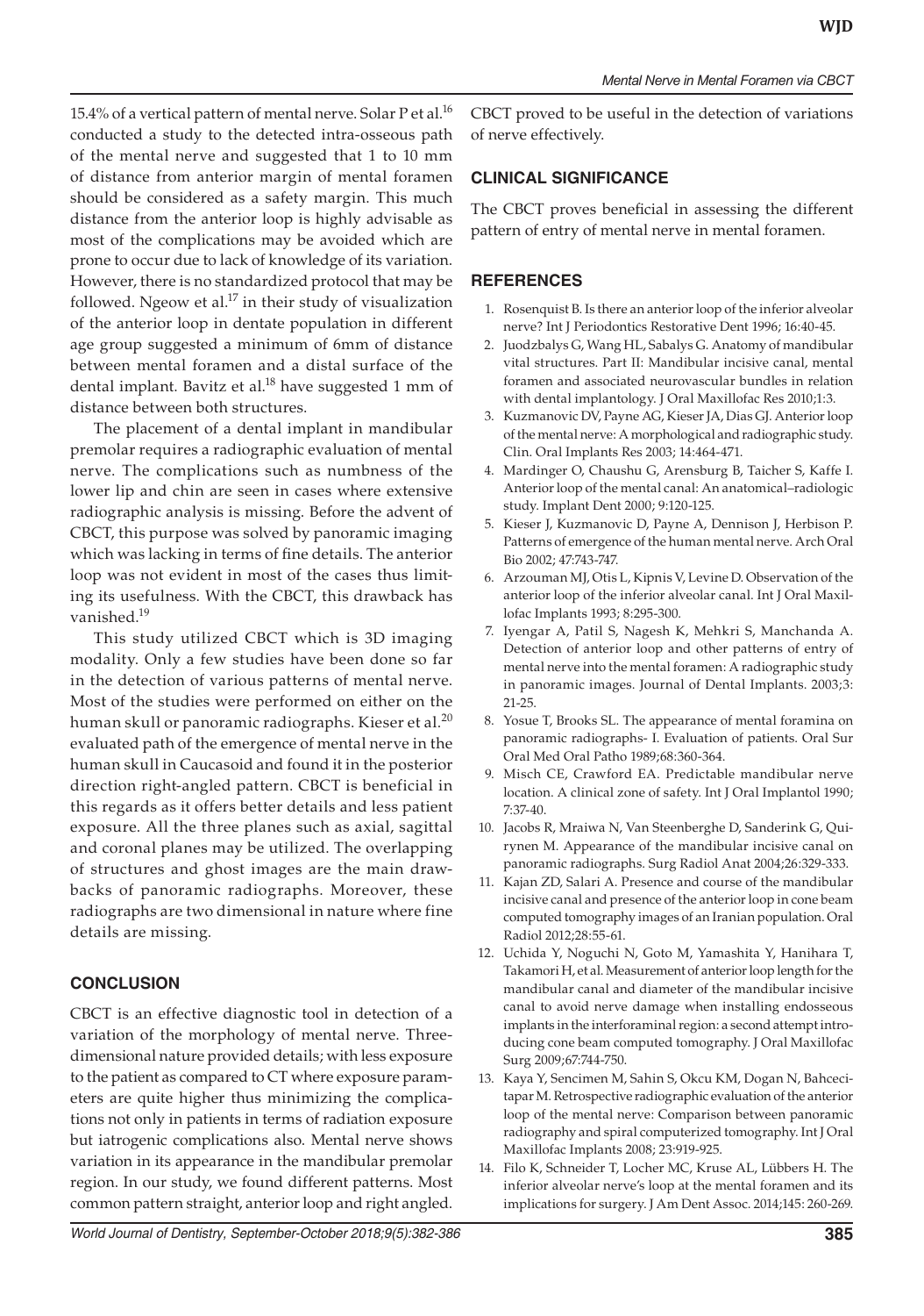15.4% of a vertical pattern of mental nerve. Solar P et al.[16] conducted a study to the detected intra-osseous path of the mental nerve and suggested that 1 to 10 mm of distance from anterior margin of mental foramen should be considered as a safety margin. This much distance from the anterior loop is highly advisable as most of the complications may be avoided which are prone to occur due to lack of knowledge of its variation. However, there is no standardized protocol that may be followed. Ngeow et al.[17] in their study of visualization of the anterior loop in dentate population in different age group suggested a minimum of 6mm of distance between mental foramen and a distal surface of the dental implant. Bavitz et al.[18] have suggested 1 mm of distance between both structures.

The placement of a dental implant in mandibular premolar requires a radiographic evaluation of mental nerve. The complications such as numbness of the lower lip and chin are seen in cases where extensive radiographic analysis is missing. Before the advent of CBCT, this purpose was solved by panoramic imaging which was lacking in terms of fine details. The anterior loop was not evident in most of the cases thus limiting its usefulness. With the CBCT, this drawback has vanished.[19]

This study utilized CBCT which is 3D imaging modality. Only a few studies have been done so far in the detection of various patterns of mental nerve. Most of the studies were performed on either on the human skull or panoramic radiographs. Kieser et al.[20] evaluated path of the emergence of mental nerve in the human skull in Caucasoid and found it in the posterior direction right-angled pattern. CBCT is beneficial in this regards as it offers better details and less patient exposure. All the three planes such as axial, sagittal and coronal planes may be utilized. The overlapping of structures and ghost images are the main drawbacks of panoramic radiographs. Moreover, these radiographs are two dimensional in nature where fine details are missing.

## CONCLUSION

CBCT is an effective diagnostic tool in detection of a variation of the morphology of mental nerve. Three-dimensional nature provided details; with less exposure to the patient as compared to CT where exposure parameters are quite higher thus minimizing the complications not only in patients in terms of radiation exposure but iatrogenic complications also. Mental nerve shows variation in its appearance in the mandibular premolar region. In our study, we found different patterns. Most common pattern straight, anterior loop and right angled. CBCT proved to be useful in the detection of variations of nerve effectively.

## CLINICAL SIGNIFICANCE

The CBCT proves beneficial in assessing the different pattern of entry of mental nerve in mental foramen.

## REFERENCES

1. Rosenquist B. Is there an anterior loop of the inferior alveolar nerve? Int J Periodontics Restorative Dent 1996; 16:40-45.
2. Juodzbalys G, Wang HL, Sabalys G. Anatomy of mandibular vital structures. Part II: Mandibular incisive canal, mental foramen and associated neurovascular bundles in relation with dental implantology. J Oral Maxillofac Res 2010;1:3.
3. Kuzmanovic DV, Payne AG, Kieser JA, Dias GJ. Anterior loop of the mental nerve: A morphological and radiographic study. Clin. Oral Implants Res 2003; 14:464-471.
4. Mardinger O, Chaushu G, Arensburg B, Taicher S, Kaffe I. Anterior loop of the mental canal: An anatomical–radiologic study. Implant Dent 2000; 9:120-125.
5. Kieser J, Kuzmanovic D, Payne A, Dennison J, Herbison P. Patterns of emergence of the human mental nerve. Arch Oral Bio 2002; 47:743-747.
6. Arzouman MJ, Otis L, Kipnis V, Levine D. Observation of the anterior loop of the inferior alveolar canal. Int J Oral Maxillofac Implants 1993; 8:295-300.
7. Iyengar A, Patil S, Nagesh K, Mehkri S, Manchanda A. Detection of anterior loop and other patterns of entry of mental nerve into the mental foramen: A radiographic study in panoramic images. Journal of Dental Implants. 2003;3: 21-25.
8. Yosue T, Brooks SL. The appearance of mental foramina on panoramic radiographs- I. Evaluation of patients. Oral Sur Oral Med Oral Patho 1989;68:360-364.
9. Misch CE, Crawford EA. Predictable mandibular nerve location. A clinical zone of safety. Int J Oral Implantol 1990; 7:37-40.
10. Jacobs R, Mraiwa N, Van Steenberghe D, Sanderink G, Quirynen M. Appearance of the mandibular incisive canal on panoramic radiographs. Surg Radiol Anat 2004;26:329-333.
11. Kajan ZD, Salari A. Presence and course of the mandibular incisive canal and presence of the anterior loop in cone beam computed tomography images of an Iranian population. Oral Radiol 2012;28:55-61.
12. Uchida Y, Noguchi N, Goto M, Yamashita Y, Hanihara T, Takamori H, et al. Measurement of anterior loop length for the mandibular canal and diameter of the mandibular incisive canal to avoid nerve damage when installing endosseous implants in the interforaminal region: a second attempt introducing cone beam computed tomography. J Oral Maxillofac Surg 2009;67:744-750.
13. Kaya Y, Sencimen M, Sahin S, Okcu KM, Dogan N, Bahcecitapar M. Retrospective radiographic evaluation of the anterior loop of the mental nerve: Comparison between panoramic radiography and spiral computerized tomography. Int J Oral Maxillofac Implants 2008; 23:919-925.
14. Filo K, Schneider T, Locher MC, Kruse AL, Lübbers H. The inferior alveolar nerve's loop at the mental foramen and its implications for surgery. J Am Dent Assoc. 2014;145: 260-269.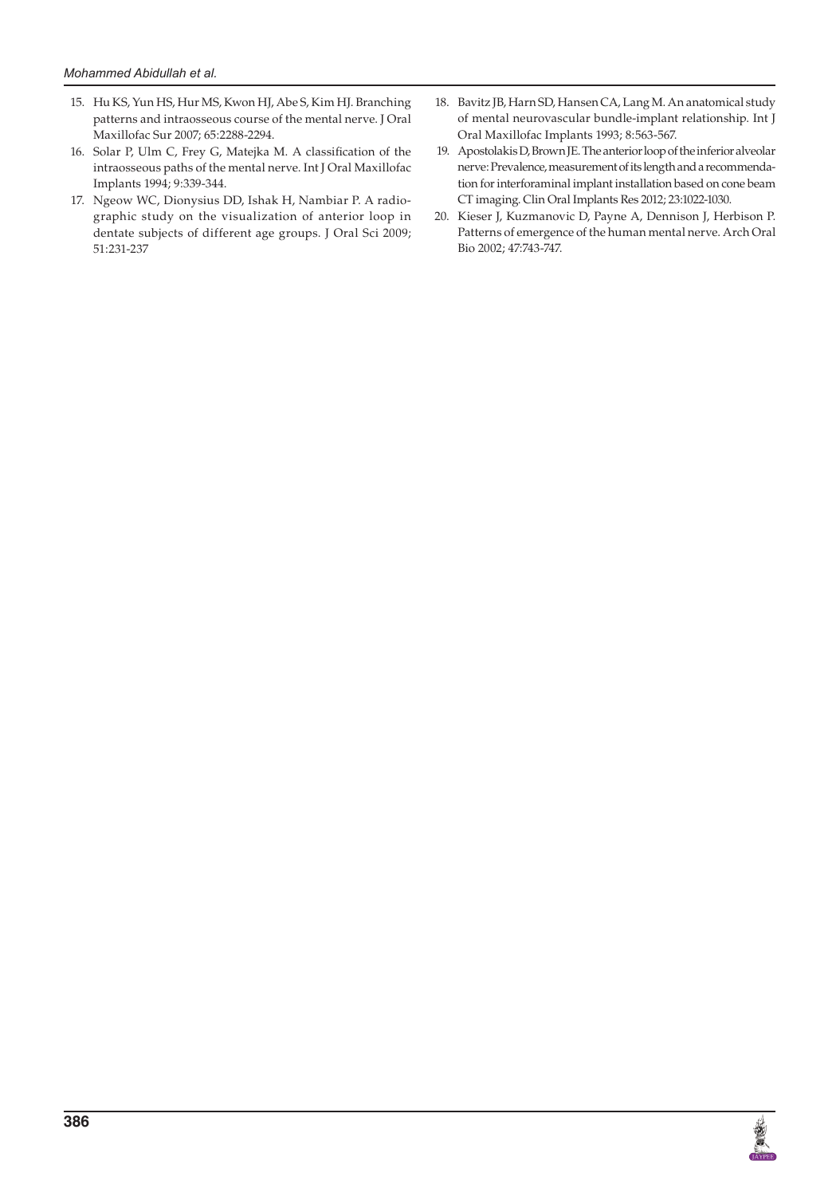15. Hu KS, Yun HS, Hur MS, Kwon HJ, Abe S, Kim HJ. Branching patterns and intraosseous course of the mental nerve. J Oral Maxillofac Sur 2007; 65:2288-2294.
16. Solar P, Ulm C, Frey G, Matejka M. A classification of the intraosseous paths of the mental nerve. Int J Oral Maxillofac Implants 1994; 9:339-344.
17. Ngeow WC, Dionysius DD, Ishak H, Nambiar P. A radiographic study on the visualization of anterior loop in dentate subjects of different age groups. J Oral Sci 2009; 51:231-237
18. Bavitz JB, Harn SD, Hansen CA, Lang M. An anatomical study of mental neurovascular bundle-implant relationship. Int J Oral Maxillofac Implants 1993; 8:563-567.
19. Apostolakis D, Brown JE. The anterior loop of the inferior alveolar nerve: Prevalence, measurement of its length and a recommendation for interforaminal implant installation based on cone beam CT imaging. Clin Oral Implants Res 2012; 23:1022-1030.
20. Kieser J, Kuzmanovic D, Payne A, Dennison J, Herbison P. Patterns of emergence of the human mental nerve. Arch Oral Bio 2002; 47:743-747.